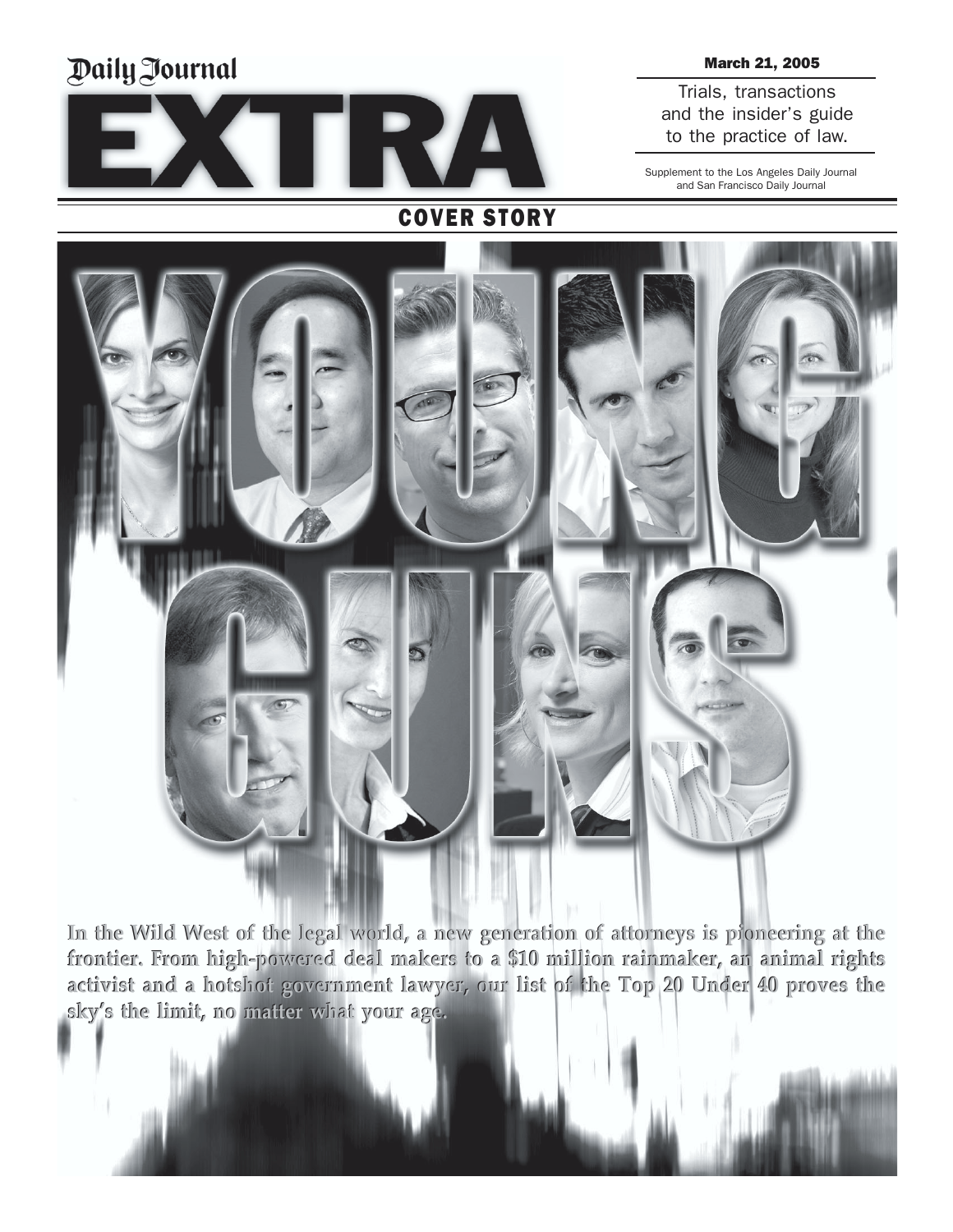Daily Journal

# EXTRA

March 21, 2005

Trials, transactions and the insider's guide to the practice of law.

Supplement to the Los Angeles Daily Journal and San Francisco Daily Journal

## COVER STORY

# YOUNG GUNS

**In the Wild West of the legal world, a new generation of attorneys is pioneering at the frontier. From high-powered deal makers to a $10 million rainmaker, an animal rights activist and a hotshot government lawyer, our list of the Top 20 Under 40 proves the sky's the limit, no matter what your age.**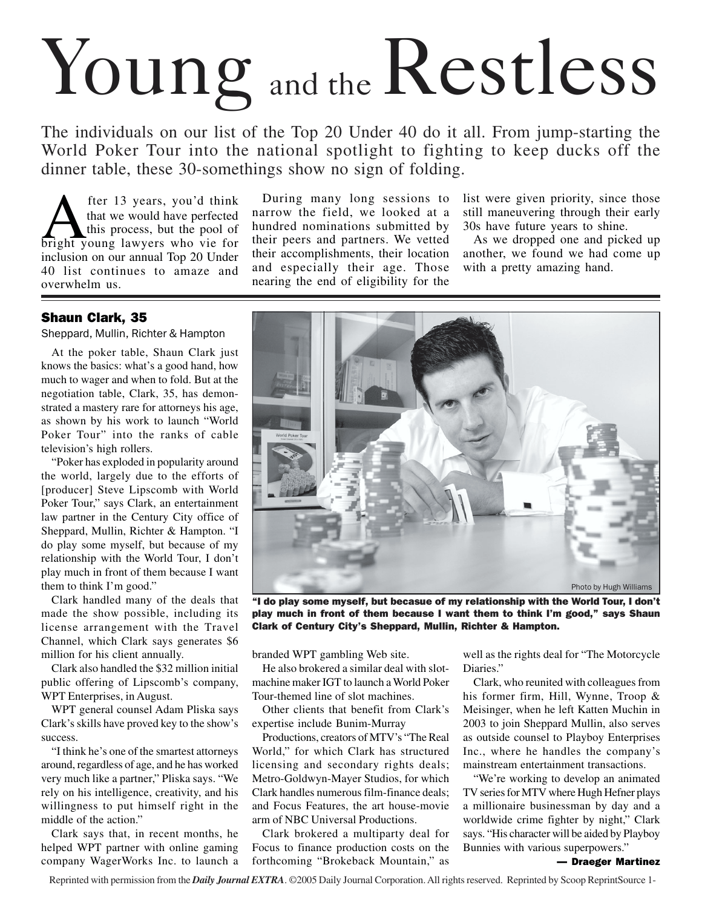# Young and the Restless

The individuals on our list of the Top 20 Under 40 do it all. From jump-starting the World Poker Tour into the national spotlight to fighting to keep ducks off the dinner table, these 30-somethings show no sign of folding.

After 13 years, you'd think that we would have perfected this process, but the pool of bright young lawyers who vie for inclusion on our annual Top 20 Under 40 list continues to amaze and overwhelm us.

During many long sessions to narrow the field, we looked at a hundred nominations submitted by their peers and partners. We vetted their accomplishments, their location and especially their age. Those nearing the end of eligibility for the list were given priority, since those still maneuvering through their early 30s have future years to shine.

As we dropped one and picked up another, we found we had come up with a pretty amazing hand.

## Shaun Clark, 35

Sheppard, Mullin, Richter & Hampton

At the poker table, Shaun Clark just knows the basics: what's a good hand, how much to wager and when to fold. But at the negotiation table, Clark, 35, has demonstrated a mastery rare for attorneys his age, as shown by his work to launch "World Poker Tour" into the ranks of cable television's high rollers.

"Poker has exploded in popularity around the world, largely due to the efforts of [producer] Steve Lipscomb with World Poker Tour," says Clark, an entertainment law partner in the Century City office of Sheppard, Mullin, Richter & Hampton. "I do play some myself, but because of my relationship with the World Tour, I don't play much in front of them because I want them to think I'm good."

Clark handled many of the deals that made the show possible, including its license arrangement with the Travel Channel, which Clark says generates $6 million for his client annually.

Clark also handled the $32 million initial public offering of Lipscomb's company, WPT Enterprises, in August.

WPT general counsel Adam Pliska says Clark's skills have proved key to the show's success.

"I think he's one of the smartest attorneys around, regardless of age, and he has worked very much like a partner," Pliska says. "We rely on his intelligence, creativity, and his willingness to put himself right in the middle of the action."

Clark says that, in recent months, he helped WPT partner with online gaming company WagerWorks Inc. to launch a branded WPT gambling Web site.

Photo by Hugh Williams

**"I do play some myself, but becasue of my relationship with the World Tour, I don't play much in front of them because I want them to think I'm good," says Shaun Clark of Century City's Sheppard, Mullin, Richter & Hampton.**

He also brokered a similar deal with slot-machine maker IGT to launch a World Poker Tour-themed line of slot machines.

Other clients that benefit from Clark's expertise include Bunim-Murray Productions, creators of MTV's "The Real World," for which Clark has structured licensing and secondary rights deals; Metro-Goldwyn-Mayer Studios, for which Clark handles numerous film-finance deals; and Focus Features, the art house-movie arm of NBC Universal Productions.

Clark brokered a multiparty deal for Focus to finance production costs on the forthcoming "Brokeback Mountain," as well as the rights deal for "The Motorcycle Diaries."

Clark, who reunited with colleagues from his former firm, Hill, Wynne, Troop & Meisinger, when he left Katten Muchin in 2003 to join Sheppard Mullin, also serves as outside counsel to Playboy Enterprises Inc., where he handles the company's mainstream entertainment transactions.

"We're working to develop an animated TV series for MTV where Hugh Hefner plays a millionaire businessman by day and a worldwide crime fighter by night," Clark says. "His character will be aided by Playboy Bunnies with various superpowers."

**— Draeger Martinez**

Reprinted with permission from the ***Daily Journal EXTRA***. ©2005 Daily Journal Corporation. All rights reserved. Reprinted by Scoop ReprintSource 1-